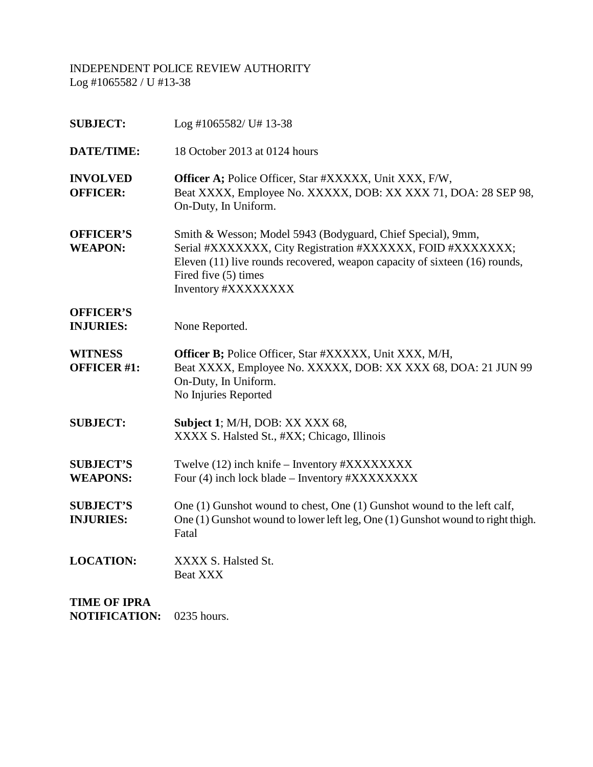INDEPENDENT POLICE REVIEW AUTHORITY
Log #1065582 / U #13-38

| | |
|---|---|
| **SUBJECT:** | Log #1065582/ U# 13-38 |
| **DATE/TIME:** | 18 October 2013 at 0124 hours |
| **INVOLVED OFFICER:** | **Officer A;** Police Officer, Star #XXXXX, Unit XXX, F/W, Beat XXXX, Employee No. XXXXX, DOB: XX XXX 71, DOA: 28 SEP 98, On-Duty, In Uniform. |
| **OFFICER'S WEAPON:** | Smith & Wesson; Model 5943 (Bodyguard, Chief Special), 9mm, Serial #XXXXXXX, City Registration #XXXXXX, FOID #XXXXXXX; Eleven (11) live rounds recovered, weapon capacity of sixteen (16) rounds, Fired five (5) times Inventory #XXXXXXXX |
| **OFFICER'S INJURIES:** | None Reported. |
| **WITNESS OFFICER #1:** | **Officer B;** Police Officer, Star #XXXXX, Unit XXX, M/H, Beat XXXX, Employee No. XXXXX, DOB: XX XXX 68, DOA: 21 JUN 99 On-Duty, In Uniform. No Injuries Reported |
| **SUBJECT:** | **Subject 1**; M/H, DOB: XX XXX 68, XXXX S. Halsted St., #XX; Chicago, Illinois |
| **SUBJECT'S WEAPONS:** | Twelve (12) inch knife – Inventory #XXXXXXXX Four (4) inch lock blade – Inventory #XXXXXXXX |
| **SUBJECT'S INJURIES:** | One (1) Gunshot wound to chest, One (1) Gunshot wound to the left calf, One (1) Gunshot wound to lower left leg, One (1) Gunshot wound to right thigh. Fatal |
| **LOCATION:** | XXXX S. Halsted St. Beat XXX |
| **TIME OF IPRA NOTIFICATION:** | 0235 hours. |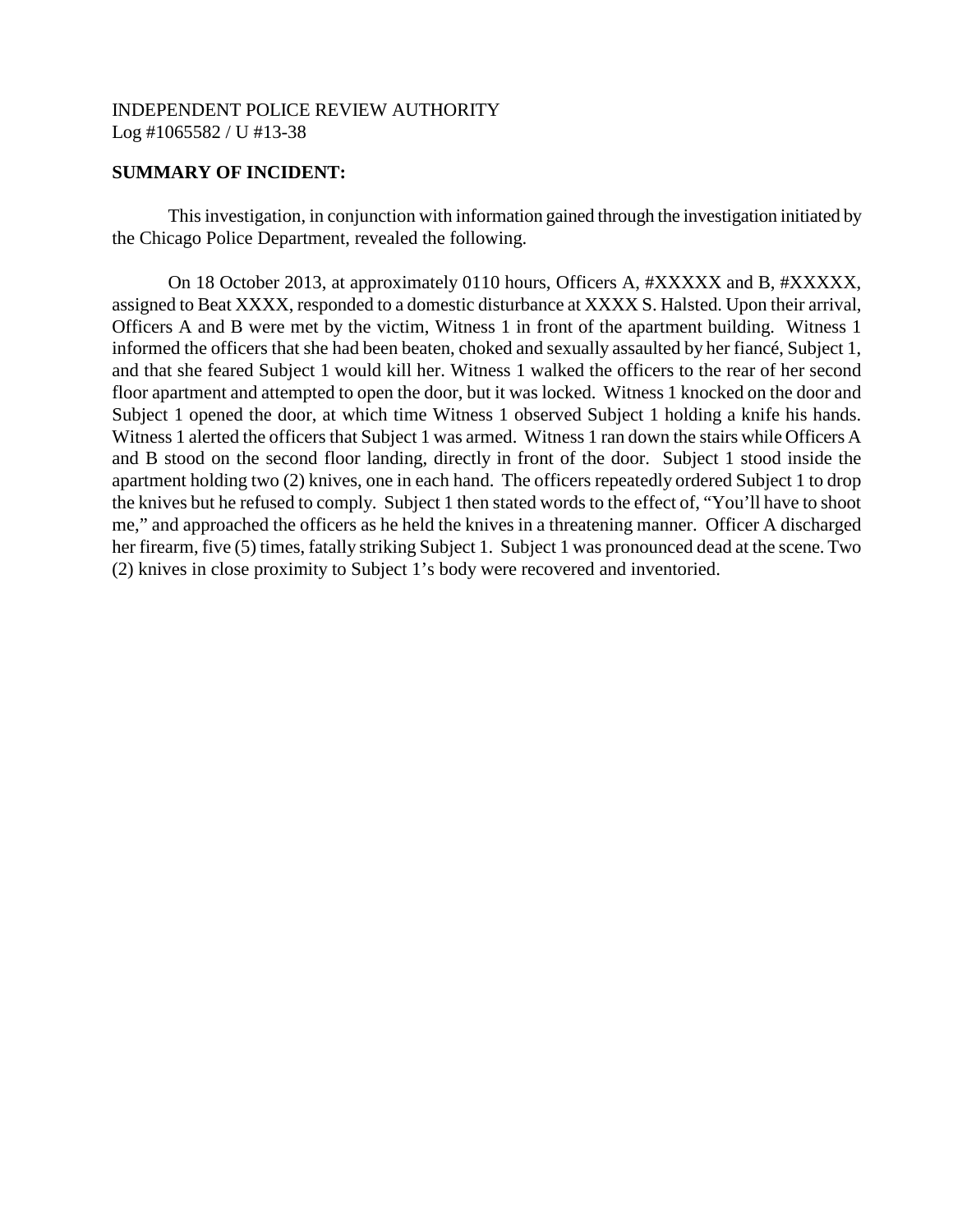INDEPENDENT POLICE REVIEW AUTHORITY
Log #1065582 / U #13-38

**SUMMARY OF INCIDENT:**

This investigation, in conjunction with information gained through the investigation initiated by the Chicago Police Department, revealed the following.

On 18 October 2013, at approximately 0110 hours, Officers A, #XXXXX and B, #XXXXX, assigned to Beat XXXX, responded to a domestic disturbance at XXXX S. Halsted. Upon their arrival, Officers A and B were met by the victim, Witness 1 in front of the apartment building. Witness 1 informed the officers that she had been beaten, choked and sexually assaulted by her fiancé, Subject 1, and that she feared Subject 1 would kill her. Witness 1 walked the officers to the rear of her second floor apartment and attempted to open the door, but it was locked. Witness 1 knocked on the door and Subject 1 opened the door, at which time Witness 1 observed Subject 1 holding a knife his hands. Witness 1 alerted the officers that Subject 1 was armed. Witness 1 ran down the stairs while Officers A and B stood on the second floor landing, directly in front of the door. Subject 1 stood inside the apartment holding two (2) knives, one in each hand. The officers repeatedly ordered Subject 1 to drop the knives but he refused to comply. Subject 1 then stated words to the effect of, "You'll have to shoot me," and approached the officers as he held the knives in a threatening manner. Officer A discharged her firearm, five (5) times, fatally striking Subject 1. Subject 1 was pronounced dead at the scene. Two (2) knives in close proximity to Subject 1's body were recovered and inventoried.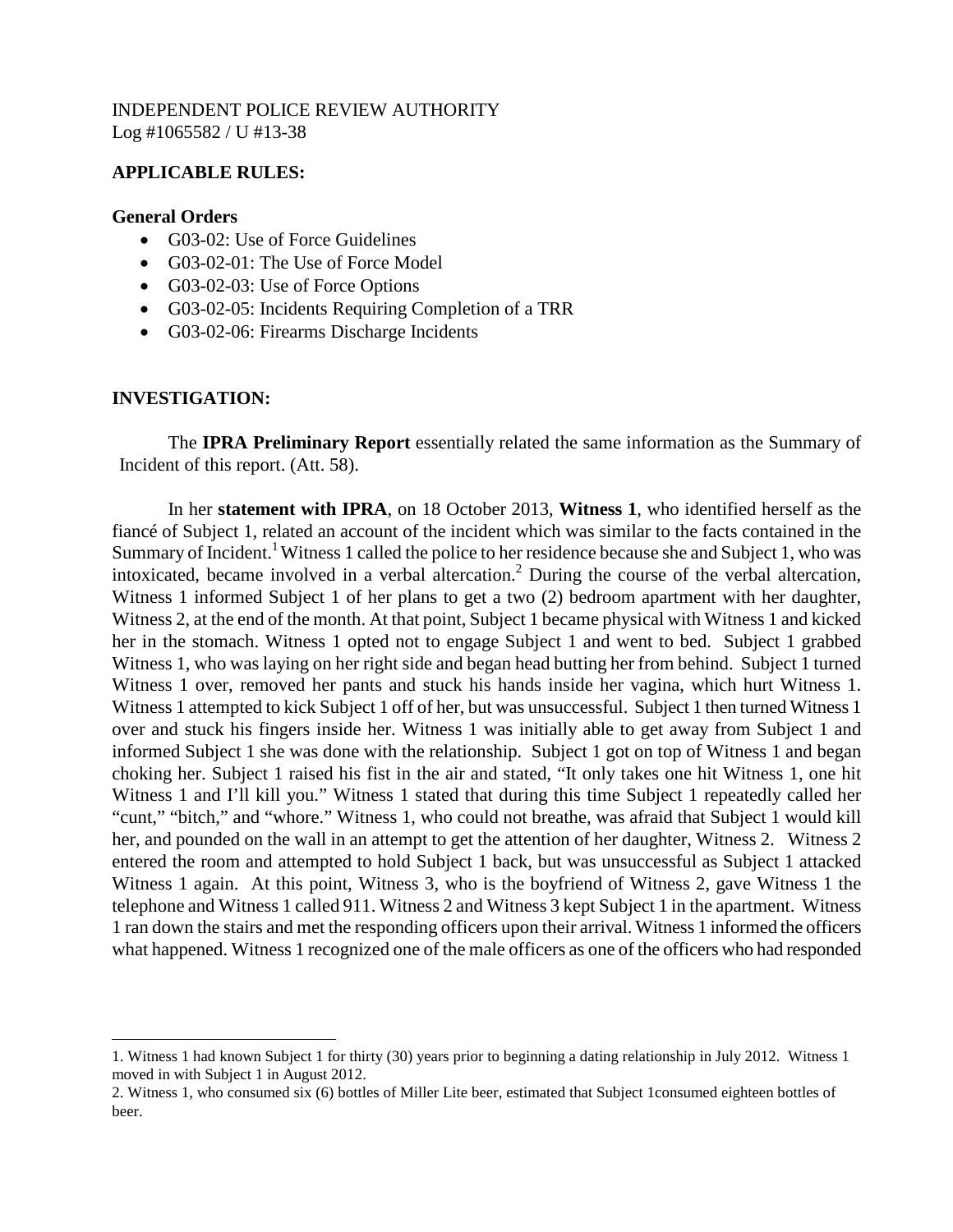INDEPENDENT POLICE REVIEW AUTHORITY
Log #1065582 / U #13-38

**APPLICABLE RULES:**

**General Orders**

- G03-02: Use of Force Guidelines
- G03-02-01: The Use of Force Model
- G03-02-03: Use of Force Options
- G03-02-05: Incidents Requiring Completion of a TRR
- G03-02-06: Firearms Discharge Incidents

**INVESTIGATION:**

The **IPRA Preliminary Report** essentially related the same information as the Summary of Incident of this report. (Att. 58).

In her **statement with IPRA**, on 18 October 2013, **Witness 1**, who identified herself as the fiancé of Subject 1, related an account of the incident which was similar to the facts contained in the Summary of Incident.[1] Witness 1 called the police to her residence because she and Subject 1, who was intoxicated, became involved in a verbal altercation.[2] During the course of the verbal altercation, Witness 1 informed Subject 1 of her plans to get a two (2) bedroom apartment with her daughter, Witness 2, at the end of the month. At that point, Subject 1 became physical with Witness 1 and kicked her in the stomach. Witness 1 opted not to engage Subject 1 and went to bed. Subject 1 grabbed Witness 1, who was laying on her right side and began head butting her from behind. Subject 1 turned Witness 1 over, removed her pants and stuck his hands inside her vagina, which hurt Witness 1. Witness 1 attempted to kick Subject 1 off of her, but was unsuccessful. Subject 1 then turned Witness 1 over and stuck his fingers inside her. Witness 1 was initially able to get away from Subject 1 and informed Subject 1 she was done with the relationship. Subject 1 got on top of Witness 1 and began choking her. Subject 1 raised his fist in the air and stated, "It only takes one hit Witness 1, one hit Witness 1 and I'll kill you." Witness 1 stated that during this time Subject 1 repeatedly called her "cunt," "bitch," and "whore." Witness 1, who could not breathe, was afraid that Subject 1 would kill her, and pounded on the wall in an attempt to get the attention of her daughter, Witness 2. Witness 2 entered the room and attempted to hold Subject 1 back, but was unsuccessful as Subject 1 attacked Witness 1 again. At this point, Witness 3, who is the boyfriend of Witness 2, gave Witness 1 the telephone and Witness 1 called 911. Witness 2 and Witness 3 kept Subject 1 in the apartment. Witness 1 ran down the stairs and met the responding officers upon their arrival. Witness 1 informed the officers what happened. Witness 1 recognized one of the male officers as one of the officers who had responded

---

1. Witness 1 had known Subject 1 for thirty (30) years prior to beginning a dating relationship in July 2012. Witness 1 moved in with Subject 1 in August 2012.

2. Witness 1, who consumed six (6) bottles of Miller Lite beer, estimated that Subject 1consumed eighteen bottles of beer.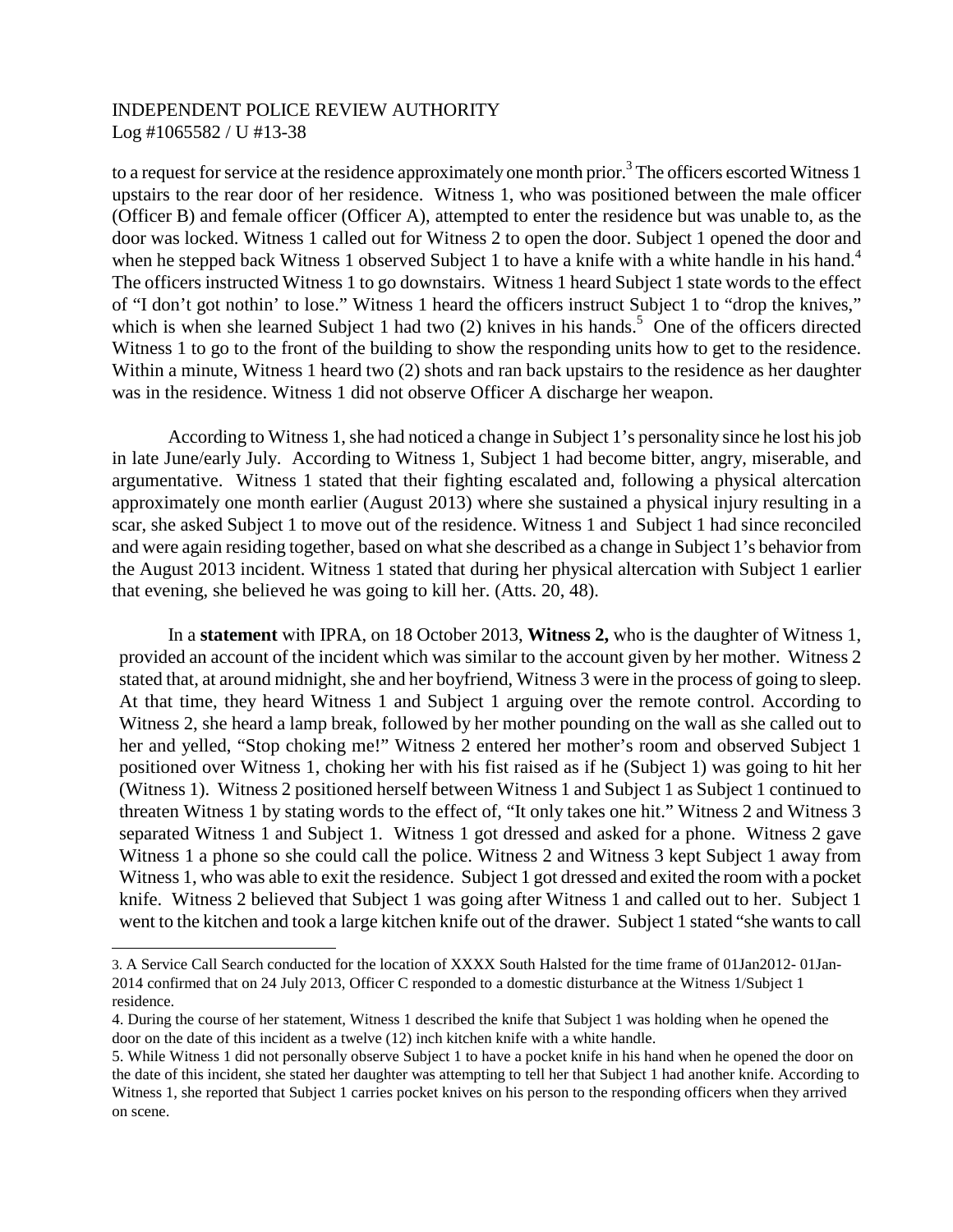to a request for service at the residence approximately one month prior.[3] The officers escorted Witness 1 upstairs to the rear door of her residence. Witness 1, who was positioned between the male officer (Officer B) and female officer (Officer A), attempted to enter the residence but was unable to, as the door was locked. Witness 1 called out for Witness 2 to open the door. Subject 1 opened the door and when he stepped back Witness 1 observed Subject 1 to have a knife with a white handle in his hand.[4] The officers instructed Witness 1 to go downstairs. Witness 1 heard Subject 1 state words to the effect of "I don't got nothin' to lose." Witness 1 heard the officers instruct Subject 1 to "drop the knives," which is when she learned Subject 1 had two (2) knives in his hands.[5] One of the officers directed Witness 1 to go to the front of the building to show the responding units how to get to the residence. Within a minute, Witness 1 heard two (2) shots and ran back upstairs to the residence as her daughter was in the residence. Witness 1 did not observe Officer A discharge her weapon.

According to Witness 1, she had noticed a change in Subject 1's personality since he lost his job in late June/early July. According to Witness 1, Subject 1 had become bitter, angry, miserable, and argumentative. Witness 1 stated that their fighting escalated and, following a physical altercation approximately one month earlier (August 2013) where she sustained a physical injury resulting in a scar, she asked Subject 1 to move out of the residence. Witness 1 and Subject 1 had since reconciled and were again residing together, based on what she described as a change in Subject 1's behavior from the August 2013 incident. Witness 1 stated that during her physical altercation with Subject 1 earlier that evening, she believed he was going to kill her. (Atts. 20, 48).

In a **statement** with IPRA, on 18 October 2013, **Witness 2,** who is the daughter of Witness 1, provided an account of the incident which was similar to the account given by her mother. Witness 2 stated that, at around midnight, she and her boyfriend, Witness 3 were in the process of going to sleep. At that time, they heard Witness 1 and Subject 1 arguing over the remote control. According to Witness 2, she heard a lamp break, followed by her mother pounding on the wall as she called out to her and yelled, "Stop choking me!" Witness 2 entered her mother's room and observed Subject 1 positioned over Witness 1, choking her with his fist raised as if he (Subject 1) was going to hit her (Witness 1). Witness 2 positioned herself between Witness 1 and Subject 1 as Subject 1 continued to threaten Witness 1 by stating words to the effect of, "It only takes one hit." Witness 2 and Witness 3 separated Witness 1 and Subject 1. Witness 1 got dressed and asked for a phone. Witness 2 gave Witness 1 a phone so she could call the police. Witness 2 and Witness 3 kept Subject 1 away from Witness 1, who was able to exit the residence. Subject 1 got dressed and exited the room with a pocket knife. Witness 2 believed that Subject 1 was going after Witness 1 and called out to her. Subject 1 went to the kitchen and took a large kitchen knife out of the drawer. Subject 1 stated "she wants to call

---

3. A Service Call Search conducted for the location of XXXX South Halsted for the time frame of 01Jan2012- 01Jan-2014 confirmed that on 24 July 2013, Officer C responded to a domestic disturbance at the Witness 1/Subject 1 residence.

4. During the course of her statement, Witness 1 described the knife that Subject 1 was holding when he opened the door on the date of this incident as a twelve (12) inch kitchen knife with a white handle.

5. While Witness 1 did not personally observe Subject 1 to have a pocket knife in his hand when he opened the door on the date of this incident, she stated her daughter was attempting to tell her that Subject 1 had another knife. According to Witness 1, she reported that Subject 1 carries pocket knives on his person to the responding officers when they arrived on scene.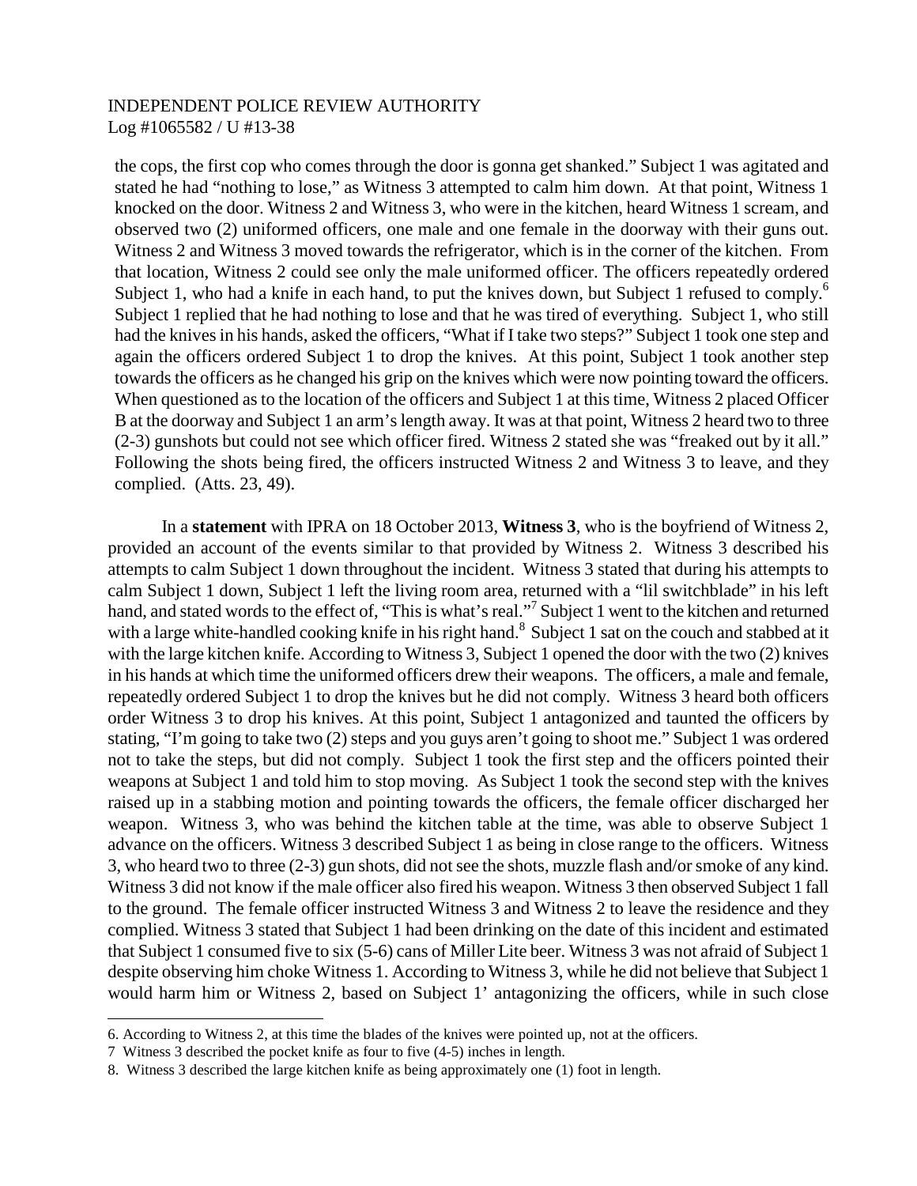the cops, the first cop who comes through the door is gonna get shanked." Subject 1 was agitated and stated he had "nothing to lose," as Witness 3 attempted to calm him down. At that point, Witness 1 knocked on the door. Witness 2 and Witness 3, who were in the kitchen, heard Witness 1 scream, and observed two (2) uniformed officers, one male and one female in the doorway with their guns out. Witness 2 and Witness 3 moved towards the refrigerator, which is in the corner of the kitchen. From that location, Witness 2 could see only the male uniformed officer. The officers repeatedly ordered Subject 1, who had a knife in each hand, to put the knives down, but Subject 1 refused to comply.[6] Subject 1 replied that he had nothing to lose and that he was tired of everything. Subject 1, who still had the knives in his hands, asked the officers, "What if I take two steps?" Subject 1 took one step and again the officers ordered Subject 1 to drop the knives. At this point, Subject 1 took another step towards the officers as he changed his grip on the knives which were now pointing toward the officers. When questioned as to the location of the officers and Subject 1 at this time, Witness 2 placed Officer B at the doorway and Subject 1 an arm's length away. It was at that point, Witness 2 heard two to three (2-3) gunshots but could not see which officer fired. Witness 2 stated she was "freaked out by it all." Following the shots being fired, the officers instructed Witness 2 and Witness 3 to leave, and they complied. (Atts. 23, 49).

In a **statement** with IPRA on 18 October 2013, **Witness 3**, who is the boyfriend of Witness 2, provided an account of the events similar to that provided by Witness 2. Witness 3 described his attempts to calm Subject 1 down throughout the incident. Witness 3 stated that during his attempts to calm Subject 1 down, Subject 1 left the living room area, returned with a "lil switchblade" in his left hand, and stated words to the effect of, "This is what's real."[7] Subject 1 went to the kitchen and returned with a large white-handled cooking knife in his right hand.[8] Subject 1 sat on the couch and stabbed at it with the large kitchen knife. According to Witness 3, Subject 1 opened the door with the two (2) knives in his hands at which time the uniformed officers drew their weapons. The officers, a male and female, repeatedly ordered Subject 1 to drop the knives but he did not comply. Witness 3 heard both officers order Witness 3 to drop his knives. At this point, Subject 1 antagonized and taunted the officers by stating, "I'm going to take two (2) steps and you guys aren't going to shoot me." Subject 1 was ordered not to take the steps, but did not comply. Subject 1 took the first step and the officers pointed their weapons at Subject 1 and told him to stop moving. As Subject 1 took the second step with the knives raised up in a stabbing motion and pointing towards the officers, the female officer discharged her weapon. Witness 3, who was behind the kitchen table at the time, was able to observe Subject 1 advance on the officers. Witness 3 described Subject 1 as being in close range to the officers. Witness 3, who heard two to three (2-3) gun shots, did not see the shots, muzzle flash and/or smoke of any kind. Witness 3 did not know if the male officer also fired his weapon. Witness 3 then observed Subject 1 fall to the ground. The female officer instructed Witness 3 and Witness 2 to leave the residence and they complied. Witness 3 stated that Subject 1 had been drinking on the date of this incident and estimated that Subject 1 consumed five to six (5-6) cans of Miller Lite beer. Witness 3 was not afraid of Subject 1 despite observing him choke Witness 1. According to Witness 3, while he did not believe that Subject 1 would harm him or Witness 2, based on Subject 1' antagonizing the officers, while in such close

---

6. According to Witness 2, at this time the blades of the knives were pointed up, not at the officers.

7 Witness 3 described the pocket knife as four to five (4-5) inches in length.

8. Witness 3 described the large kitchen knife as being approximately one (1) foot in length.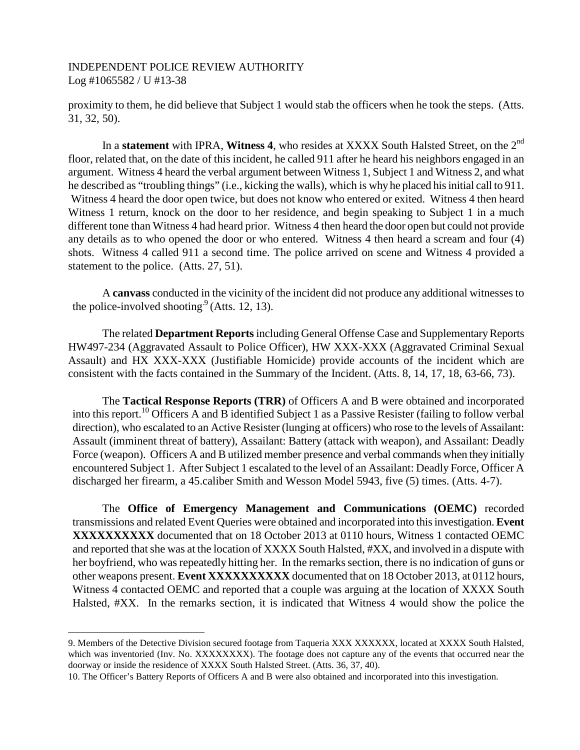proximity to them, he did believe that Subject 1 would stab the officers when he took the steps. (Atts. 31, 32, 50).

In a **statement** with IPRA, **Witness 4**, who resides at XXXX South Halsted Street, on the 2nd floor, related that, on the date of this incident, he called 911 after he heard his neighbors engaged in an argument. Witness 4 heard the verbal argument between Witness 1, Subject 1 and Witness 2, and what he described as "troubling things" (i.e., kicking the walls), which is why he placed his initial call to 911. Witness 4 heard the door open twice, but does not know who entered or exited. Witness 4 then heard Witness 1 return, knock on the door to her residence, and begin speaking to Subject 1 in a much different tone than Witness 4 had heard prior. Witness 4 then heard the door open but could not provide any details as to who opened the door or who entered. Witness 4 then heard a scream and four (4) shots. Witness 4 called 911 a second time. The police arrived on scene and Witness 4 provided a statement to the police. (Atts. 27, 51).

A **canvass** conducted in the vicinity of the incident did not produce any additional witnesses to the police-involved shooting.[9] (Atts. 12, 13).

The related **Department Reports** including General Offense Case and Supplementary Reports HW497-234 (Aggravated Assault to Police Officer), HW XXX-XXX (Aggravated Criminal Sexual Assault) and HX XXX-XXX (Justifiable Homicide) provide accounts of the incident which are consistent with the facts contained in the Summary of the Incident. (Atts. 8, 14, 17, 18, 63-66, 73).

The **Tactical Response Reports (TRR)** of Officers A and B were obtained and incorporated into this report.[10] Officers A and B identified Subject 1 as a Passive Resister (failing to follow verbal direction), who escalated to an Active Resister (lunging at officers) who rose to the levels of Assailant: Assault (imminent threat of battery), Assailant: Battery (attack with weapon), and Assailant: Deadly Force (weapon). Officers A and B utilized member presence and verbal commands when they initially encountered Subject 1. After Subject 1 escalated to the level of an Assailant: Deadly Force, Officer A discharged her firearm, a 45.caliber Smith and Wesson Model 5943, five (5) times. (Atts. 4-7).

The **Office of Emergency Management and Communications (OEMC)** recorded transmissions and related Event Queries were obtained and incorporated into this investigation. **Event XXXXXXXXXX** documented that on 18 October 2013 at 0110 hours, Witness 1 contacted OEMC and reported that she was at the location of XXXX South Halsted, #XX, and involved in a dispute with her boyfriend, who was repeatedly hitting her. In the remarks section, there is no indication of guns or other weapons present. **Event XXXXXXXXXX** documented that on 18 October 2013, at 0112 hours, Witness 4 contacted OEMC and reported that a couple was arguing at the location of XXXX South Halsted, #XX. In the remarks section, it is indicated that Witness 4 would show the police the

---

9. Members of the Detective Division secured footage from Taqueria XXX XXXXXX, located at XXXX South Halsted, which was inventoried (Inv. No. XXXXXXXX). The footage does not capture any of the events that occurred near the doorway or inside the residence of XXXX South Halsted Street. (Atts. 36, 37, 40).

10. The Officer's Battery Reports of Officers A and B were also obtained and incorporated into this investigation.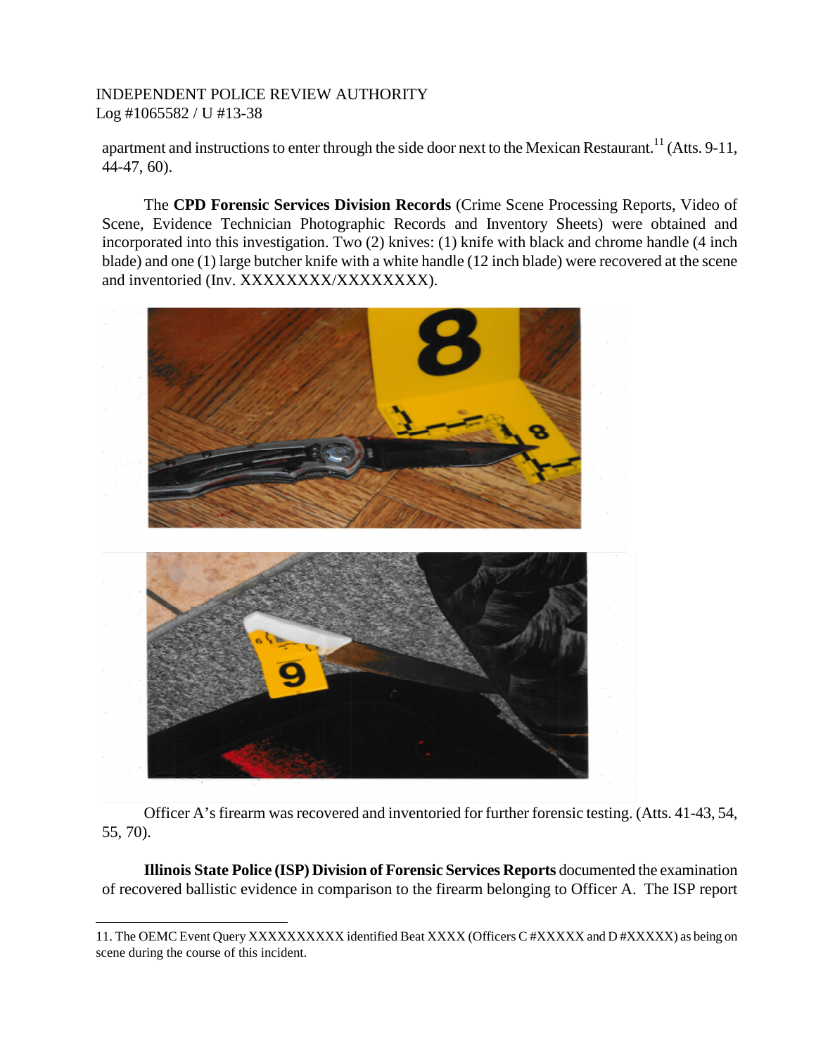apartment and instructions to enter through the side door next to the Mexican Restaurant.[11] (Atts. 9-11, 44-47, 60).

The **CPD Forensic Services Division Records** (Crime Scene Processing Reports, Video of Scene, Evidence Technician Photographic Records and Inventory Sheets) were obtained and incorporated into this investigation. Two (2) knives: (1) knife with black and chrome handle (4 inch blade) and one (1) large butcher knife with a white handle (12 inch blade) were recovered at the scene and inventoried (Inv. XXXXXXXX/XXXXXXXX).

Officer A's firearm was recovered and inventoried for further forensic testing. (Atts. 41-43, 54, 55, 70).

**Illinois State Police (ISP) Division of Forensic Services Reports** documented the examination of recovered ballistic evidence in comparison to the firearm belonging to Officer A. The ISP report

---

11. The OEMC Event Query XXXXXXXXXX identified Beat XXXX (Officers C #XXXXX and D #XXXXX) as being on scene during the course of this incident.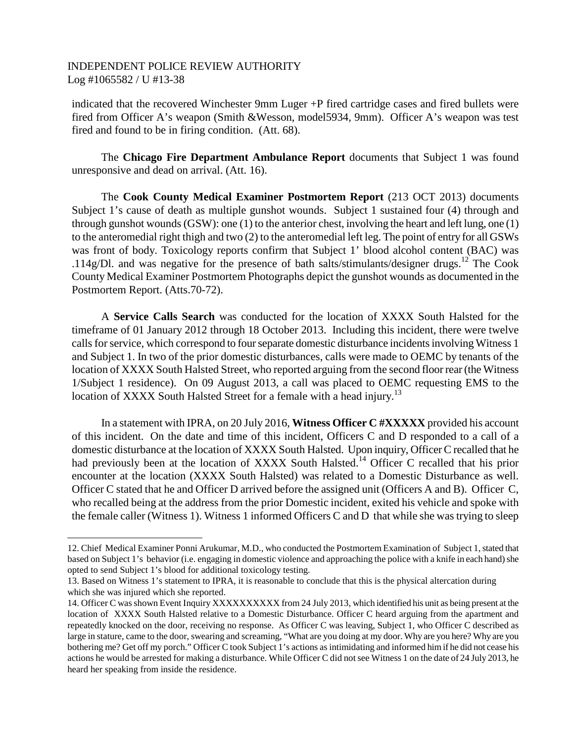indicated that the recovered Winchester 9mm Luger +P fired cartridge cases and fired bullets were fired from Officer A's weapon (Smith &Wesson, model5934, 9mm). Officer A's weapon was test fired and found to be in firing condition. (Att. 68).

The **Chicago Fire Department Ambulance Report** documents that Subject 1 was found unresponsive and dead on arrival. (Att. 16).

The **Cook County Medical Examiner Postmortem Report** (213 OCT 2013) documents Subject 1's cause of death as multiple gunshot wounds. Subject 1 sustained four (4) through and through gunshot wounds (GSW): one (1) to the anterior chest, involving the heart and left lung, one (1) to the anteromedial right thigh and two (2) to the anteromedial left leg. The point of entry for all GSWs was front of body. Toxicology reports confirm that Subject 1' blood alcohol content (BAC) was .114g/Dl. and was negative for the presence of bath salts/stimulants/designer drugs.[12] The Cook County Medical Examiner Postmortem Photographs depict the gunshot wounds as documented in the Postmortem Report. (Atts.70-72).

A **Service Calls Search** was conducted for the location of XXXX South Halsted for the timeframe of 01 January 2012 through 18 October 2013. Including this incident, there were twelve calls for service, which correspond to four separate domestic disturbance incidents involving Witness 1 and Subject 1. In two of the prior domestic disturbances, calls were made to OEMC by tenants of the location of XXXX South Halsted Street, who reported arguing from the second floor rear (the Witness 1/Subject 1 residence). On 09 August 2013, a call was placed to OEMC requesting EMS to the location of XXXX South Halsted Street for a female with a head injury.[13]

In a statement with IPRA, on 20 July 2016, **Witness Officer C #XXXXX** provided his account of this incident. On the date and time of this incident, Officers C and D responded to a call of a domestic disturbance at the location of XXXX South Halsted. Upon inquiry, Officer C recalled that he had previously been at the location of XXXX South Halsted.[14] Officer C recalled that his prior encounter at the location (XXXX South Halsted) was related to a Domestic Disturbance as well. Officer C stated that he and Officer D arrived before the assigned unit (Officers A and B). Officer C, who recalled being at the address from the prior Domestic incident, exited his vehicle and spoke with the female caller (Witness 1). Witness 1 informed Officers C and D that while she was trying to sleep

---

12. Chief Medical Examiner Ponni Arukumar, M.D., who conducted the Postmortem Examination of Subject 1, stated that based on Subject 1's behavior (i.e. engaging in domestic violence and approaching the police with a knife in each hand) she opted to send Subject 1's blood for additional toxicology testing.

13. Based on Witness 1's statement to IPRA, it is reasonable to conclude that this is the physical altercation during which she was injured which she reported.

14. Officer C was shown Event Inquiry XXXXXXXXXX from 24 July 2013, which identified his unit as being present at the location of XXXX South Halsted relative to a Domestic Disturbance. Officer C heard arguing from the apartment and repeatedly knocked on the door, receiving no response. As Officer C was leaving, Subject 1, who Officer C described as large in stature, came to the door, swearing and screaming, "What are you doing at my door. Why are you here? Why are you bothering me? Get off my porch." Officer C took Subject 1's actions as intimidating and informed him if he did not cease his actions he would be arrested for making a disturbance. While Officer C did not see Witness 1 on the date of 24 July 2013, he heard her speaking from inside the residence.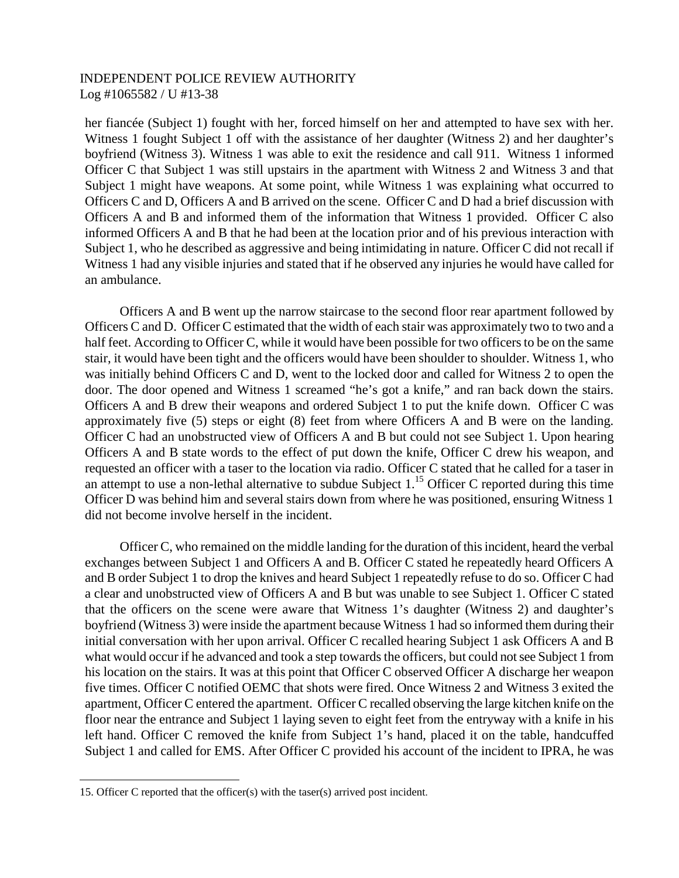her fiancée (Subject 1) fought with her, forced himself on her and attempted to have sex with her. Witness 1 fought Subject 1 off with the assistance of her daughter (Witness 2) and her daughter's boyfriend (Witness 3). Witness 1 was able to exit the residence and call 911. Witness 1 informed Officer C that Subject 1 was still upstairs in the apartment with Witness 2 and Witness 3 and that Subject 1 might have weapons. At some point, while Witness 1 was explaining what occurred to Officers C and D, Officers A and B arrived on the scene. Officer C and D had a brief discussion with Officers A and B and informed them of the information that Witness 1 provided. Officer C also informed Officers A and B that he had been at the location prior and of his previous interaction with Subject 1, who he described as aggressive and being intimidating in nature. Officer C did not recall if Witness 1 had any visible injuries and stated that if he observed any injuries he would have called for an ambulance.

Officers A and B went up the narrow staircase to the second floor rear apartment followed by Officers C and D. Officer C estimated that the width of each stair was approximately two to two and a half feet. According to Officer C, while it would have been possible for two officers to be on the same stair, it would have been tight and the officers would have been shoulder to shoulder. Witness 1, who was initially behind Officers C and D, went to the locked door and called for Witness 2 to open the door. The door opened and Witness 1 screamed "he's got a knife," and ran back down the stairs. Officers A and B drew their weapons and ordered Subject 1 to put the knife down. Officer C was approximately five (5) steps or eight (8) feet from where Officers A and B were on the landing. Officer C had an unobstructed view of Officers A and B but could not see Subject 1. Upon hearing Officers A and B state words to the effect of put down the knife, Officer C drew his weapon, and requested an officer with a taser to the location via radio. Officer C stated that he called for a taser in an attempt to use a non-lethal alternative to subdue Subject 1.[15] Officer C reported during this time Officer D was behind him and several stairs down from where he was positioned, ensuring Witness 1 did not become involve herself in the incident.

Officer C, who remained on the middle landing for the duration of this incident, heard the verbal exchanges between Subject 1 and Officers A and B. Officer C stated he repeatedly heard Officers A and B order Subject 1 to drop the knives and heard Subject 1 repeatedly refuse to do so. Officer C had a clear and unobstructed view of Officers A and B but was unable to see Subject 1. Officer C stated that the officers on the scene were aware that Witness 1's daughter (Witness 2) and daughter's boyfriend (Witness 3) were inside the apartment because Witness 1 had so informed them during their initial conversation with her upon arrival. Officer C recalled hearing Subject 1 ask Officers A and B what would occur if he advanced and took a step towards the officers, but could not see Subject 1 from his location on the stairs. It was at this point that Officer C observed Officer A discharge her weapon five times. Officer C notified OEMC that shots were fired. Once Witness 2 and Witness 3 exited the apartment, Officer C entered the apartment. Officer C recalled observing the large kitchen knife on the floor near the entrance and Subject 1 laying seven to eight feet from the entryway with a knife in his left hand. Officer C removed the knife from Subject 1's hand, placed it on the table, handcuffed Subject 1 and called for EMS. After Officer C provided his account of the incident to IPRA, he was

15. Officer C reported that the officer(s) with the taser(s) arrived post incident.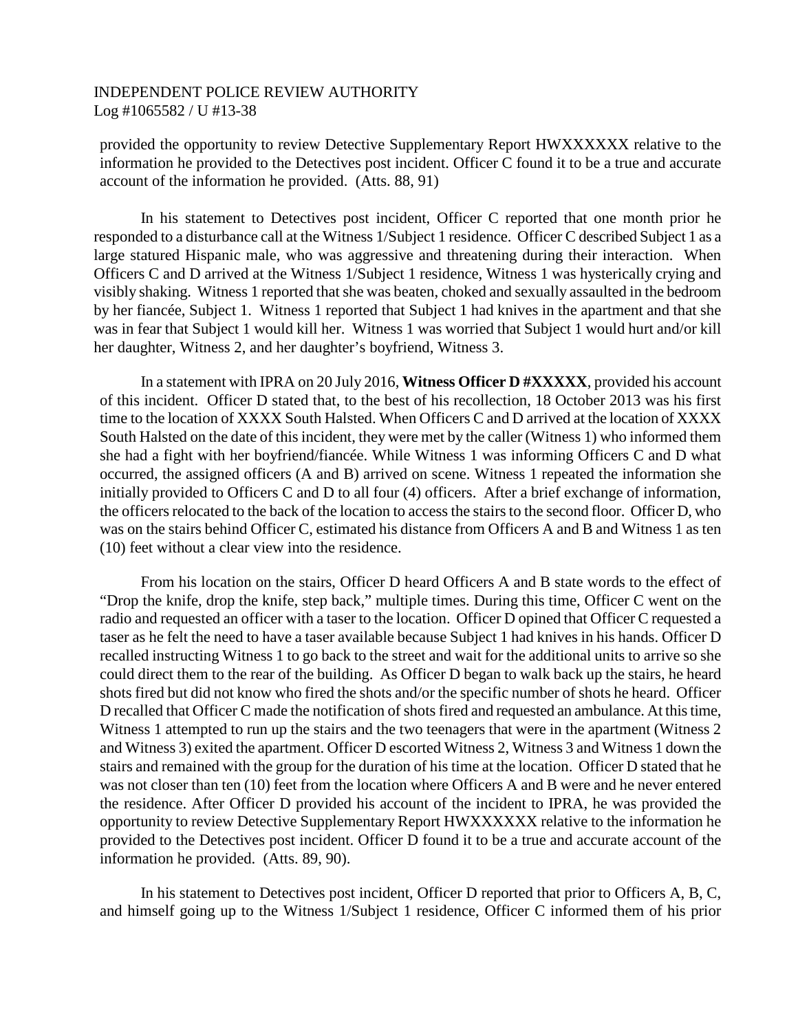provided the opportunity to review Detective Supplementary Report HWXXXXXX relative to the information he provided to the Detectives post incident. Officer C found it to be a true and accurate account of the information he provided. (Atts. 88, 91)

In his statement to Detectives post incident, Officer C reported that one month prior he responded to a disturbance call at the Witness 1/Subject 1 residence. Officer C described Subject 1 as a large statured Hispanic male, who was aggressive and threatening during their interaction. When Officers C and D arrived at the Witness 1/Subject 1 residence, Witness 1 was hysterically crying and visibly shaking. Witness 1 reported that she was beaten, choked and sexually assaulted in the bedroom by her fiancée, Subject 1. Witness 1 reported that Subject 1 had knives in the apartment and that she was in fear that Subject 1 would kill her. Witness 1 was worried that Subject 1 would hurt and/or kill her daughter, Witness 2, and her daughter's boyfriend, Witness 3.

In a statement with IPRA on 20 July 2016, **Witness Officer D #XXXXX**, provided his account of this incident. Officer D stated that, to the best of his recollection, 18 October 2013 was his first time to the location of XXXX South Halsted. When Officers C and D arrived at the location of XXXX South Halsted on the date of this incident, they were met by the caller (Witness 1) who informed them she had a fight with her boyfriend/fiancée. While Witness 1 was informing Officers C and D what occurred, the assigned officers (A and B) arrived on scene. Witness 1 repeated the information she initially provided to Officers C and D to all four (4) officers. After a brief exchange of information, the officers relocated to the back of the location to access the stairs to the second floor. Officer D, who was on the stairs behind Officer C, estimated his distance from Officers A and B and Witness 1 as ten (10) feet without a clear view into the residence.

From his location on the stairs, Officer D heard Officers A and B state words to the effect of "Drop the knife, drop the knife, step back," multiple times. During this time, Officer C went on the radio and requested an officer with a taser to the location. Officer D opined that Officer C requested a taser as he felt the need to have a taser available because Subject 1 had knives in his hands. Officer D recalled instructing Witness 1 to go back to the street and wait for the additional units to arrive so she could direct them to the rear of the building. As Officer D began to walk back up the stairs, he heard shots fired but did not know who fired the shots and/or the specific number of shots he heard. Officer D recalled that Officer C made the notification of shots fired and requested an ambulance. At this time, Witness 1 attempted to run up the stairs and the two teenagers that were in the apartment (Witness 2 and Witness 3) exited the apartment. Officer D escorted Witness 2, Witness 3 and Witness 1 down the stairs and remained with the group for the duration of his time at the location. Officer D stated that he was not closer than ten (10) feet from the location where Officers A and B were and he never entered the residence. After Officer D provided his account of the incident to IPRA, he was provided the opportunity to review Detective Supplementary Report HWXXXXXX relative to the information he provided to the Detectives post incident. Officer D found it to be a true and accurate account of the information he provided. (Atts. 89, 90).

In his statement to Detectives post incident, Officer D reported that prior to Officers A, B, C, and himself going up to the Witness 1/Subject 1 residence, Officer C informed them of his prior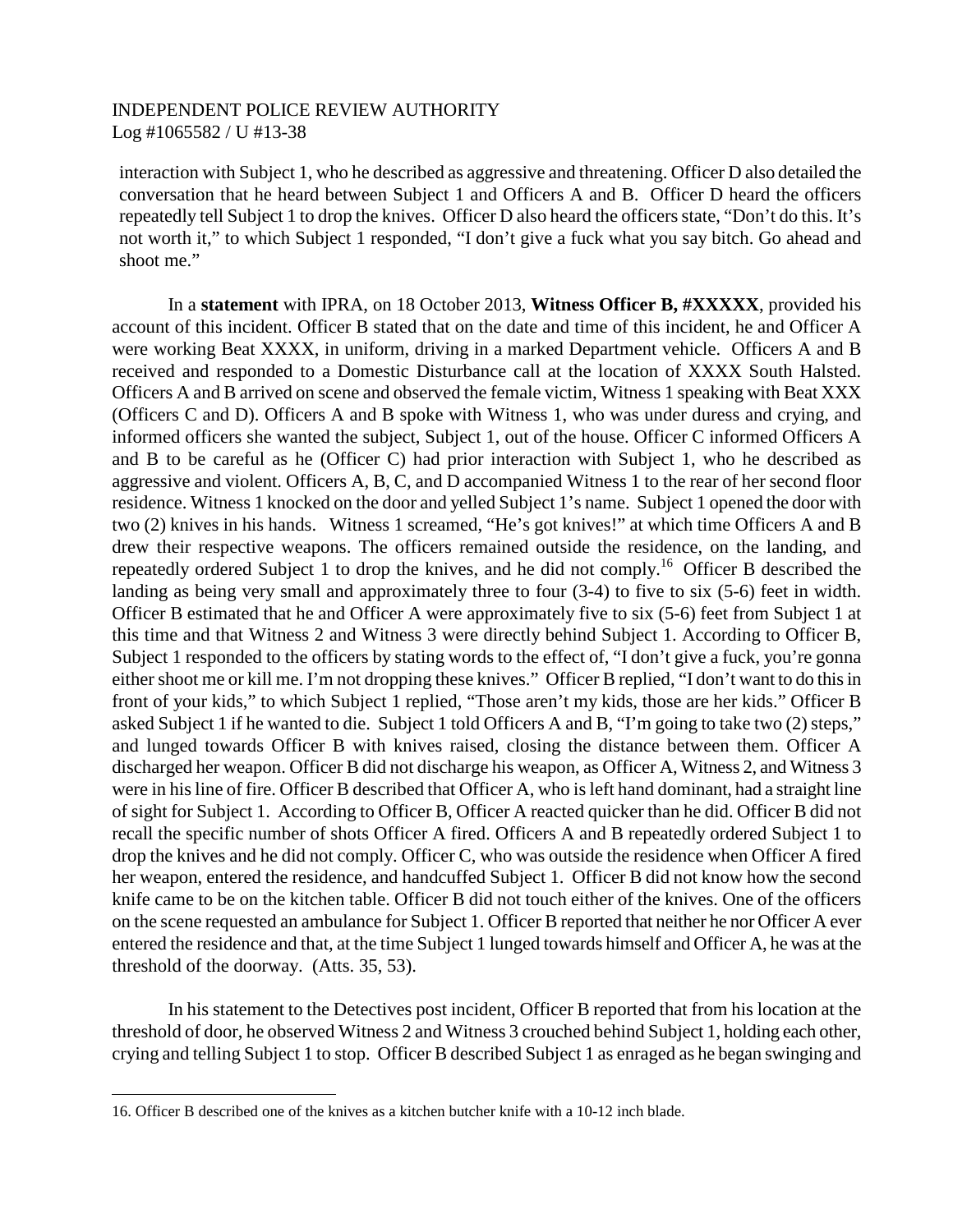interaction with Subject 1, who he described as aggressive and threatening. Officer D also detailed the conversation that he heard between Subject 1 and Officers A and B. Officer D heard the officers repeatedly tell Subject 1 to drop the knives. Officer D also heard the officers state, "Don't do this. It's not worth it," to which Subject 1 responded, "I don't give a fuck what you say bitch. Go ahead and shoot me."

In a **statement** with IPRA, on 18 October 2013, **Witness Officer B, #XXXXX**, provided his account of this incident. Officer B stated that on the date and time of this incident, he and Officer A were working Beat XXXX, in uniform, driving in a marked Department vehicle. Officers A and B received and responded to a Domestic Disturbance call at the location of XXXX South Halsted. Officers A and B arrived on scene and observed the female victim, Witness 1 speaking with Beat XXX (Officers C and D). Officers A and B spoke with Witness 1, who was under duress and crying, and informed officers she wanted the subject, Subject 1, out of the house. Officer C informed Officers A and B to be careful as he (Officer C) had prior interaction with Subject 1, who he described as aggressive and violent. Officers A, B, C, and D accompanied Witness 1 to the rear of her second floor residence. Witness 1 knocked on the door and yelled Subject 1's name. Subject 1 opened the door with two (2) knives in his hands. Witness 1 screamed, "He's got knives!" at which time Officers A and B drew their respective weapons. The officers remained outside the residence, on the landing, and repeatedly ordered Subject 1 to drop the knives, and he did not comply.[16] Officer B described the landing as being very small and approximately three to four (3-4) to five to six (5-6) feet in width. Officer B estimated that he and Officer A were approximately five to six (5-6) feet from Subject 1 at this time and that Witness 2 and Witness 3 were directly behind Subject 1. According to Officer B, Subject 1 responded to the officers by stating words to the effect of, "I don't give a fuck, you're gonna either shoot me or kill me. I'm not dropping these knives." Officer B replied, "I don't want to do this in front of your kids," to which Subject 1 replied, "Those aren't my kids, those are her kids." Officer B asked Subject 1 if he wanted to die. Subject 1 told Officers A and B, "I'm going to take two (2) steps," and lunged towards Officer B with knives raised, closing the distance between them. Officer A discharged her weapon. Officer B did not discharge his weapon, as Officer A, Witness 2, and Witness 3 were in his line of fire. Officer B described that Officer A, who is left hand dominant, had a straight line of sight for Subject 1. According to Officer B, Officer A reacted quicker than he did. Officer B did not recall the specific number of shots Officer A fired. Officers A and B repeatedly ordered Subject 1 to drop the knives and he did not comply. Officer C, who was outside the residence when Officer A fired her weapon, entered the residence, and handcuffed Subject 1. Officer B did not know how the second knife came to be on the kitchen table. Officer B did not touch either of the knives. One of the officers on the scene requested an ambulance for Subject 1. Officer B reported that neither he nor Officer A ever entered the residence and that, at the time Subject 1 lunged towards himself and Officer A, he was at the threshold of the doorway. (Atts. 35, 53).

In his statement to the Detectives post incident, Officer B reported that from his location at the threshold of door, he observed Witness 2 and Witness 3 crouched behind Subject 1, holding each other, crying and telling Subject 1 to stop. Officer B described Subject 1 as enraged as he began swinging and

16. Officer B described one of the knives as a kitchen butcher knife with a 10-12 inch blade.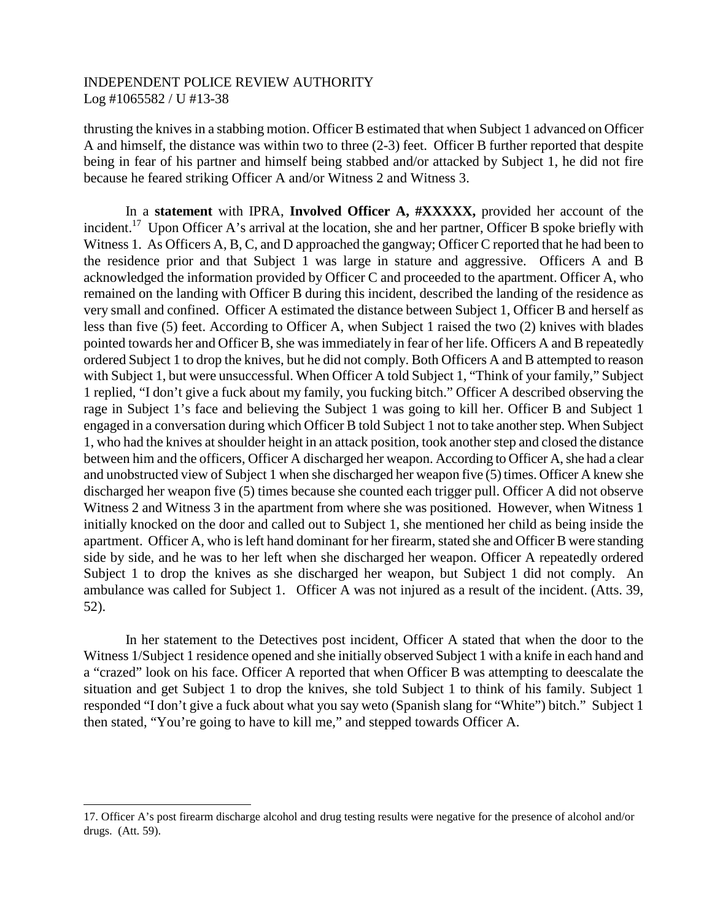thrusting the knives in a stabbing motion. Officer B estimated that when Subject 1 advanced on Officer A and himself, the distance was within two to three (2-3) feet. Officer B further reported that despite being in fear of his partner and himself being stabbed and/or attacked by Subject 1, he did not fire because he feared striking Officer A and/or Witness 2 and Witness 3.

In a **statement** with IPRA, **Involved Officer A, #XXXXX,** provided her account of the incident.[17] Upon Officer A's arrival at the location, she and her partner, Officer B spoke briefly with Witness 1. As Officers A, B, C, and D approached the gangway; Officer C reported that he had been to the residence prior and that Subject 1 was large in stature and aggressive. Officers A and B acknowledged the information provided by Officer C and proceeded to the apartment. Officer A, who remained on the landing with Officer B during this incident, described the landing of the residence as very small and confined. Officer A estimated the distance between Subject 1, Officer B and herself as less than five (5) feet. According to Officer A, when Subject 1 raised the two (2) knives with blades pointed towards her and Officer B, she was immediately in fear of her life. Officers A and B repeatedly ordered Subject 1 to drop the knives, but he did not comply. Both Officers A and B attempted to reason with Subject 1, but were unsuccessful. When Officer A told Subject 1, "Think of your family," Subject 1 replied, "I don't give a fuck about my family, you fucking bitch." Officer A described observing the rage in Subject 1's face and believing the Subject 1 was going to kill her. Officer B and Subject 1 engaged in a conversation during which Officer B told Subject 1 not to take another step. When Subject 1, who had the knives at shoulder height in an attack position, took another step and closed the distance between him and the officers, Officer A discharged her weapon. According to Officer A, she had a clear and unobstructed view of Subject 1 when she discharged her weapon five (5) times. Officer A knew she discharged her weapon five (5) times because she counted each trigger pull. Officer A did not observe Witness 2 and Witness 3 in the apartment from where she was positioned. However, when Witness 1 initially knocked on the door and called out to Subject 1, she mentioned her child as being inside the apartment. Officer A, who is left hand dominant for her firearm, stated she and Officer B were standing side by side, and he was to her left when she discharged her weapon. Officer A repeatedly ordered Subject 1 to drop the knives as she discharged her weapon, but Subject 1 did not comply. An ambulance was called for Subject 1. Officer A was not injured as a result of the incident. (Atts. 39, 52).

In her statement to the Detectives post incident, Officer A stated that when the door to the Witness 1/Subject 1 residence opened and she initially observed Subject 1 with a knife in each hand and a "crazed" look on his face. Officer A reported that when Officer B was attempting to deescalate the situation and get Subject 1 to drop the knives, she told Subject 1 to think of his family. Subject 1 responded "I don't give a fuck about what you say weto (Spanish slang for "White") bitch." Subject 1 then stated, "You're going to have to kill me," and stepped towards Officer A.

---

17. Officer A's post firearm discharge alcohol and drug testing results were negative for the presence of alcohol and/or drugs. (Att. 59).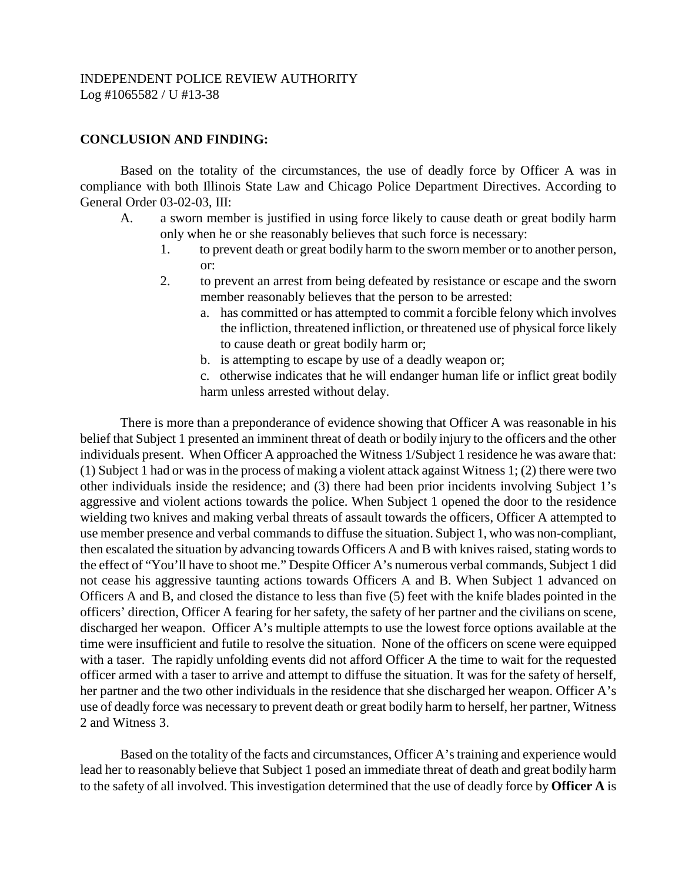INDEPENDENT POLICE REVIEW AUTHORITY
Log #1065582 / U #13-38

**CONCLUSION AND FINDING:**

Based on the totality of the circumstances, the use of deadly force by Officer A was in compliance with both Illinois State Law and Chicago Police Department Directives. According to General Order 03-02-03, III:

A. a sworn member is justified in using force likely to cause death or great bodily harm only when he or she reasonably believes that such force is necessary:
   1. to prevent death or great bodily harm to the sworn member or to another person, or:
   2. to prevent an arrest from being defeated by resistance or escape and the sworn member reasonably believes that the person to be arrested:
      a. has committed or has attempted to commit a forcible felony which involves the infliction, threatened infliction, or threatened use of physical force likely to cause death or great bodily harm or;
      b. is attempting to escape by use of a deadly weapon or;
      c. otherwise indicates that he will endanger human life or inflict great bodily harm unless arrested without delay.

There is more than a preponderance of evidence showing that Officer A was reasonable in his belief that Subject 1 presented an imminent threat of death or bodily injury to the officers and the other individuals present. When Officer A approached the Witness 1/Subject 1 residence he was aware that: (1) Subject 1 had or was in the process of making a violent attack against Witness 1; (2) there were two other individuals inside the residence; and (3) there had been prior incidents involving Subject 1's aggressive and violent actions towards the police. When Subject 1 opened the door to the residence wielding two knives and making verbal threats of assault towards the officers, Officer A attempted to use member presence and verbal commands to diffuse the situation. Subject 1, who was non-compliant, then escalated the situation by advancing towards Officers A and B with knives raised, stating words to the effect of "You'll have to shoot me." Despite Officer A's numerous verbal commands, Subject 1 did not cease his aggressive taunting actions towards Officers A and B. When Subject 1 advanced on Officers A and B, and closed the distance to less than five (5) feet with the knife blades pointed in the officers' direction, Officer A fearing for her safety, the safety of her partner and the civilians on scene, discharged her weapon. Officer A's multiple attempts to use the lowest force options available at the time were insufficient and futile to resolve the situation. None of the officers on scene were equipped with a taser. The rapidly unfolding events did not afford Officer A the time to wait for the requested officer armed with a taser to arrive and attempt to diffuse the situation. It was for the safety of herself, her partner and the two other individuals in the residence that she discharged her weapon. Officer A's use of deadly force was necessary to prevent death or great bodily harm to herself, her partner, Witness 2 and Witness 3.

Based on the totality of the facts and circumstances, Officer A's training and experience would lead her to reasonably believe that Subject 1 posed an immediate threat of death and great bodily harm to the safety of all involved. This investigation determined that the use of deadly force by **Officer A** is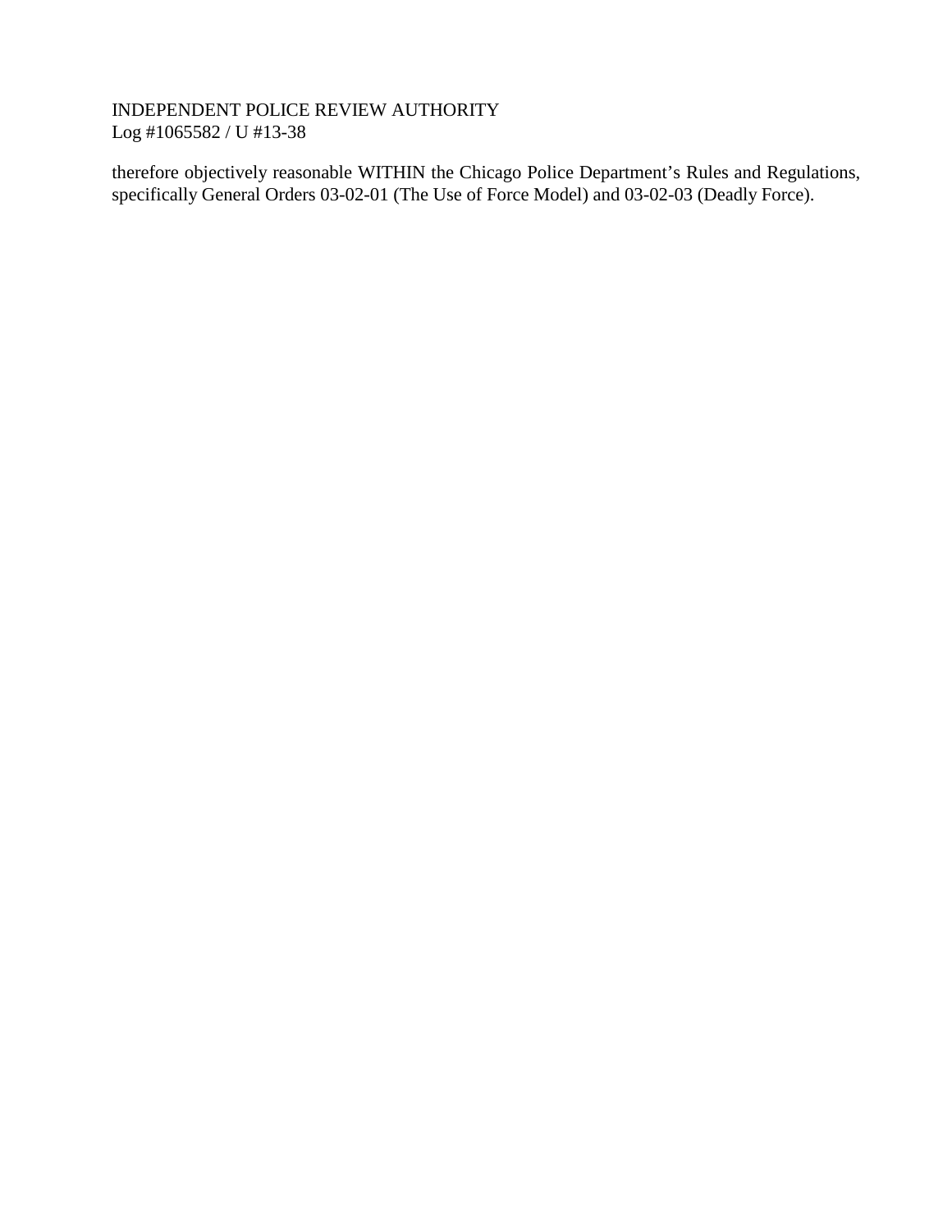therefore objectively reasonable WITHIN the Chicago Police Department's Rules and Regulations, specifically General Orders 03-02-01 (The Use of Force Model) and 03-02-03 (Deadly Force).